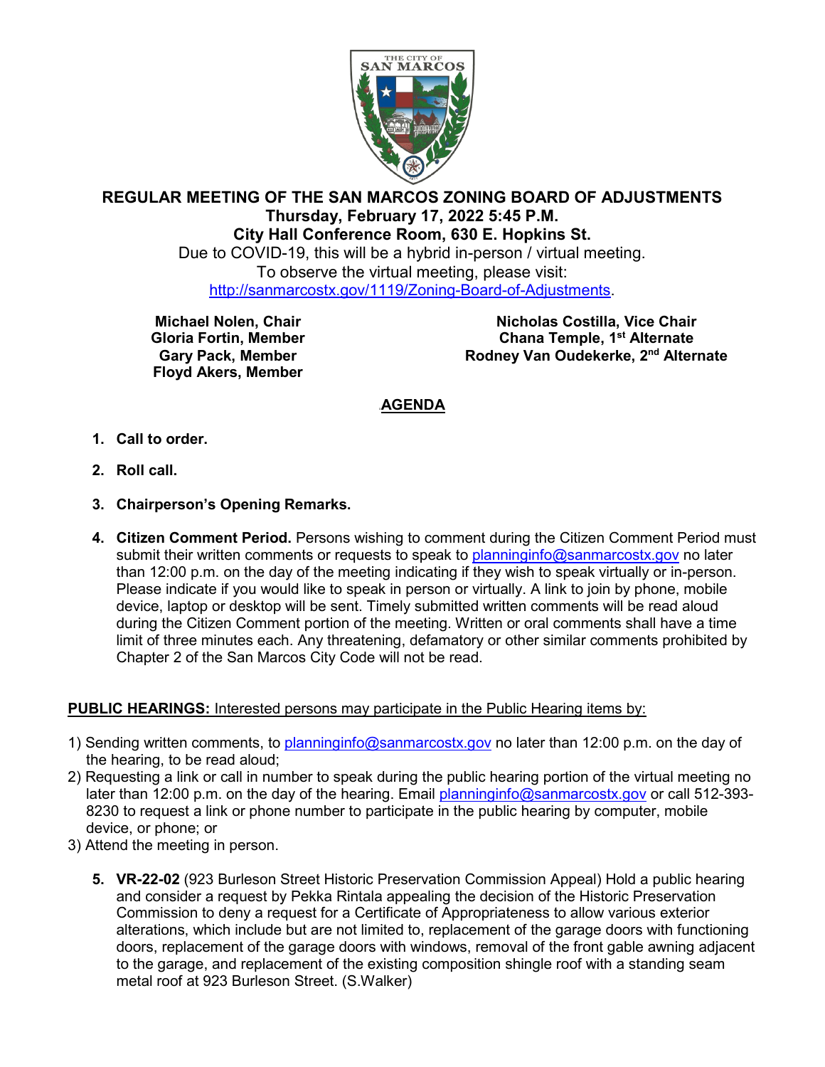# REGULAR MEETING OF THE SAN MARCOS ZONING BOARD OF ADJUSTMENTS

**Thursday, February 17, 2022 5:45 P.M.**

**City Hall Conference Room, 630 E. Hopkins St.**

Due to COVID-19, this will be a hybrid in-person / virtual meeting.
To observe the virtual meeting, please visit:
http://sanmarcostx.gov/1119/Zoning-Board-of-Adjustments.

**Michael Nolen, Chair**
**Gloria Fortin, Member**
**Gary Pack, Member**
**Floyd Akers, Member**
**Nicholas Costilla, Vice Chair**
**Chana Temple, 1st Alternate**
**Rodney Van Oudekerke, 2nd Alternate**

## AGENDA

1. **Call to order.**
2. **Roll call.**
3. **Chairperson's Opening Remarks.**
4. **Citizen Comment Period.** Persons wishing to comment during the Citizen Comment Period must submit their written comments or requests to speak to planninginfo@sanmarcostx.gov no later than 12:00 p.m. on the day of the meeting indicating if they wish to speak virtually or in-person. Please indicate if you would like to speak in person or virtually. A link to join by phone, mobile device, laptop or desktop will be sent. Timely submitted written comments will be read aloud during the Citizen Comment portion of the meeting. Written or oral comments shall have a time limit of three minutes each. Any threatening, defamatory or other similar comments prohibited by Chapter 2 of the San Marcos City Code will not be read.

**PUBLIC HEARINGS:** Interested persons may participate in the Public Hearing items by:

1) Sending written comments, to planninginfo@sanmarcostx.gov no later than 12:00 p.m. on the day of the hearing, to be read aloud;
2) Requesting a link or call in number to speak during the public hearing portion of the virtual meeting no later than 12:00 p.m. on the day of the hearing. Email planninginfo@sanmarcostx.gov or call 512-393-8230 to request a link or phone number to participate in the public hearing by computer, mobile device, or phone; or
3) Attend the meeting in person.

5. **VR-22-02** (923 Burleson Street Historic Preservation Commission Appeal) Hold a public hearing and consider a request by Pekka Rintala appealing the decision of the Historic Preservation Commission to deny a request for a Certificate of Appropriateness to allow various exterior alterations, which include but are not limited to, replacement of the garage doors with functioning doors, replacement of the garage doors with windows, removal of the front gable awning adjacent to the garage, and replacement of the existing composition shingle roof with a standing seam metal roof at 923 Burleson Street. (S.Walker)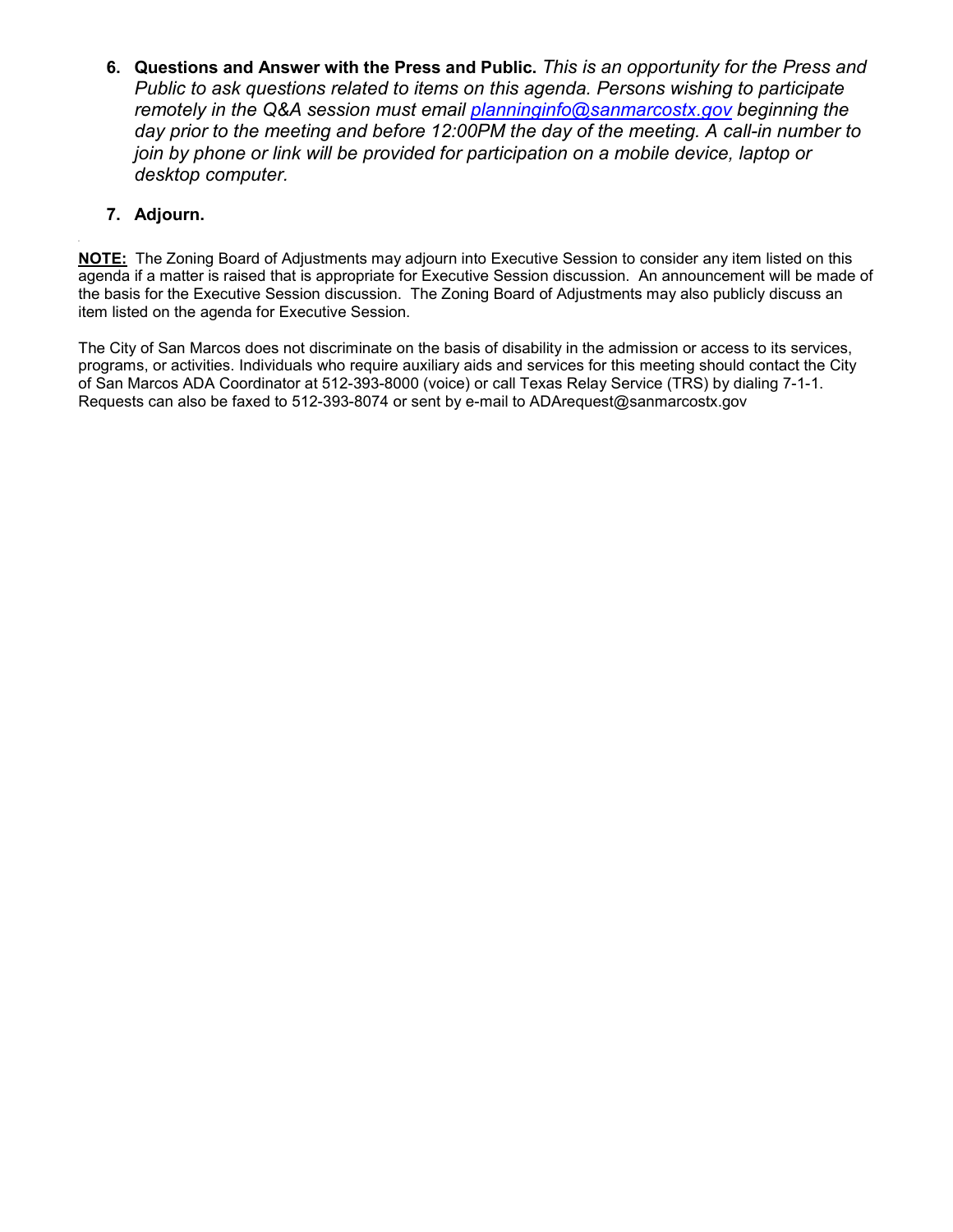6. **Questions and Answer with the Press and Public.** *This is an opportunity for the Press and Public to ask questions related to items on this agenda. Persons wishing to participate remotely in the Q&A session must email [planninginfo@sanmarcostx.gov](mailto:planninginfo@sanmarcostx.gov) beginning the day prior to the meeting and before 12:00PM the day of the meeting. A call-in number to join by phone or link will be provided for participation on a mobile device, laptop or desktop computer.*

7. **Adjourn.**

**NOTE:** The Zoning Board of Adjustments may adjourn into Executive Session to consider any item listed on this agenda if a matter is raised that is appropriate for Executive Session discussion. An announcement will be made of the basis for the Executive Session discussion. The Zoning Board of Adjustments may also publicly discuss an item listed on the agenda for Executive Session.

The City of San Marcos does not discriminate on the basis of disability in the admission or access to its services, programs, or activities. Individuals who require auxiliary aids and services for this meeting should contact the City of San Marcos ADA Coordinator at 512-393-8000 (voice) or call Texas Relay Service (TRS) by dialing 7-1-1. Requests can also be faxed to 512-393-8074 or sent by e-mail to ADArequest@sanmarcostx.gov